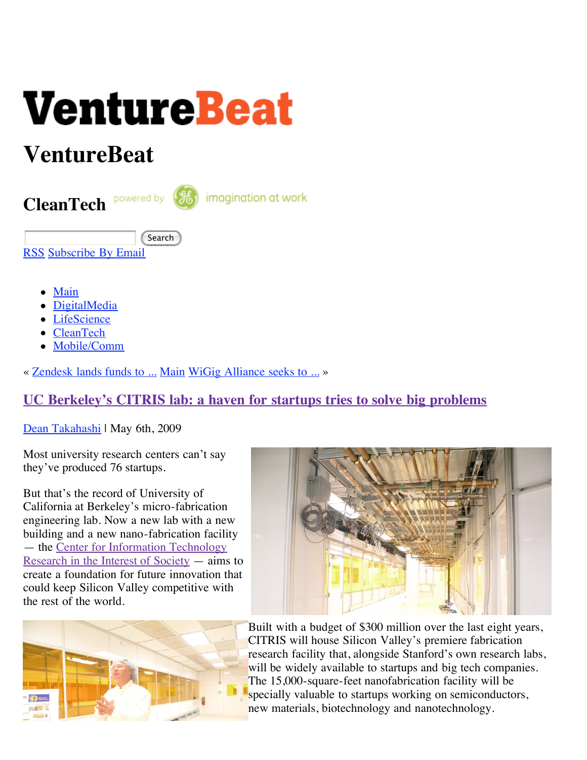# VentureBeat

## VentureBeat

## CleanTech powered by imagination at work

Search

RSS Subscribe By Email

- Main
- DigitalMedia
- LifeScience
- CleanTech
- Mobile/Comm

« Zendesk lands funds to ... Main WiGig Alliance seeks to ... »

## UC Berkeley's CITRIS lab: a haven for startups tries to solve big problems

Dean Takahashi | May 6th, 2009

Most university research centers can't say they've produced 76 startups.

But that's the record of University of California at Berkeley's micro-fabrication engineering lab. Now a new lab with a new building and a new nano-fabrication facility — the Center for Information Technology Research in the Interest of Society — aims to create a foundation for future innovation that could keep Silicon Valley competitive with the rest of the world.

Built with a budget of $300 million over the last eight years, CITRIS will house Silicon Valley's premiere fabrication research facility that, alongside Stanford's own research labs, will be widely available to startups and big tech companies. The 15,000-square-feet nanofabrication facility will be specially valuable to startups working on semiconductors, new materials, biotechnology and nanotechnology.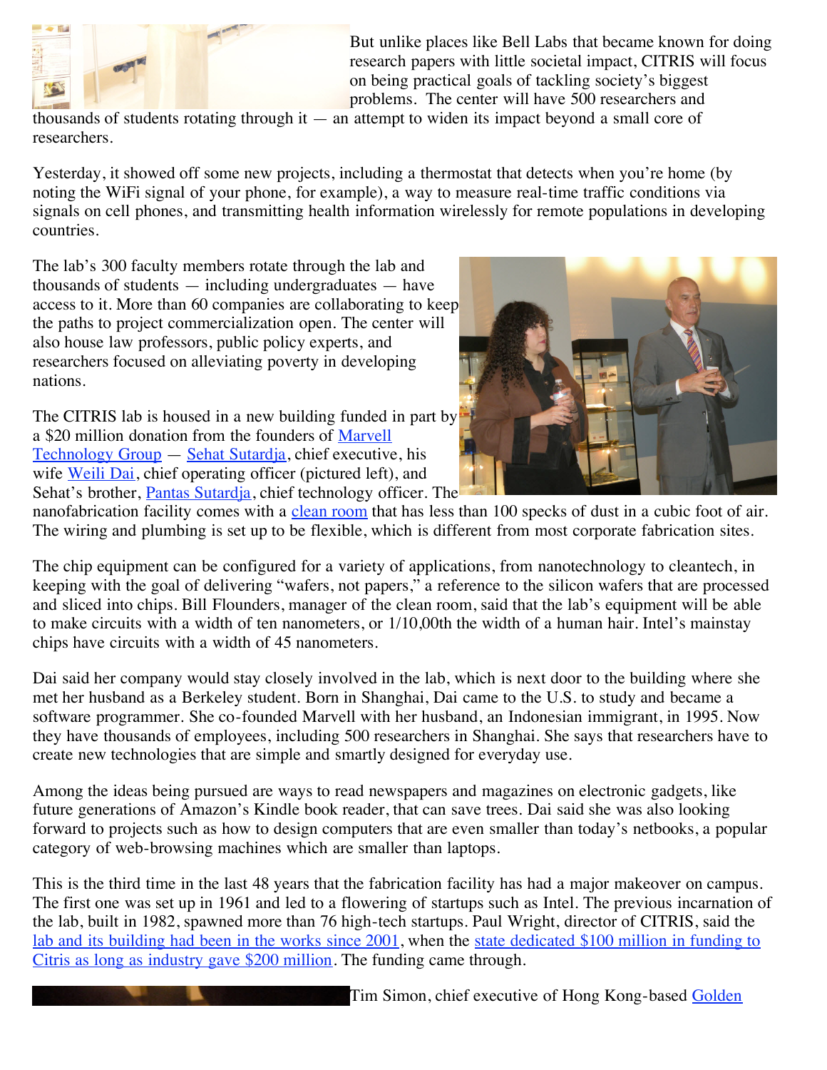But unlike places like Bell Labs that became known for doing research papers with little societal impact, CITRIS will focus on being practical goals of tackling society's biggest problems. The center will have 500 researchers and thousands of students rotating through it — an attempt to widen its impact beyond a small core of researchers.

Yesterday, it showed off some new projects, including a thermostat that detects when you're home (by noting the WiFi signal of your phone, for example), a way to measure real-time traffic conditions via signals on cell phones, and transmitting health information wirelessly for remote populations in developing countries.

The lab's 300 faculty members rotate through the lab and thousands of students — including undergraduates — have access to it. More than 60 companies are collaborating to keep the paths to project commercialization open. The center will also house law professors, public policy experts, and researchers focused on alleviating poverty in developing nations.

The CITRIS lab is housed in a new building funded in part by a $20 million donation from the founders of [Marvell Technology Group](#) — [Sehat Sutardja](#), chief executive, his wife [Weili Dai](#), chief operating officer (pictured left), and Sehat's brother, [Pantas Sutardja](#), chief technology officer. The nanofabrication facility comes with a [clean room](#) that has less than 100 specks of dust in a cubic foot of air. The wiring and plumbing is set up to be flexible, which is different from most corporate fabrication sites.

The chip equipment can be configured for a variety of applications, from nanotechnology to cleantech, in keeping with the goal of delivering "wafers, not papers," a reference to the silicon wafers that are processed and sliced into chips. Bill Flounders, manager of the clean room, said that the lab's equipment will be able to make circuits with a width of ten nanometers, or 1/10,00th the width of a human hair. Intel's mainstay chips have circuits with a width of 45 nanometers.

Dai said her company would stay closely involved in the lab, which is next door to the building where she met her husband as a Berkeley student. Born in Shanghai, Dai came to the U.S. to study and became a software programmer. She co-founded Marvell with her husband, an Indonesian immigrant, in 1995. Now they have thousands of employees, including 500 researchers in Shanghai. She says that researchers have to create new technologies that are simple and smartly designed for everyday use.

Among the ideas being pursued are ways to read newspapers and magazines on electronic gadgets, like future generations of Amazon's Kindle book reader, that can save trees. Dai said she was also looking forward to projects such as how to design computers that are even smaller than today's netbooks, a popular category of web-browsing machines which are smaller than laptops.

This is the third time in the last 48 years that the fabrication facility has had a major makeover on campus. The first one was set up in 1961 and led to a flowering of startups such as Intel. The previous incarnation of the lab, built in 1982, spawned more than 76 high-tech startups. Paul Wright, director of CITRIS, said the [lab and its building had been in the works since 2001](#), when the [state dedicated $100 million in funding to Citris as long as industry gave $200 million](#). The funding came through.

Tim Simon, chief executive of Hong Kong-based [Golden](#)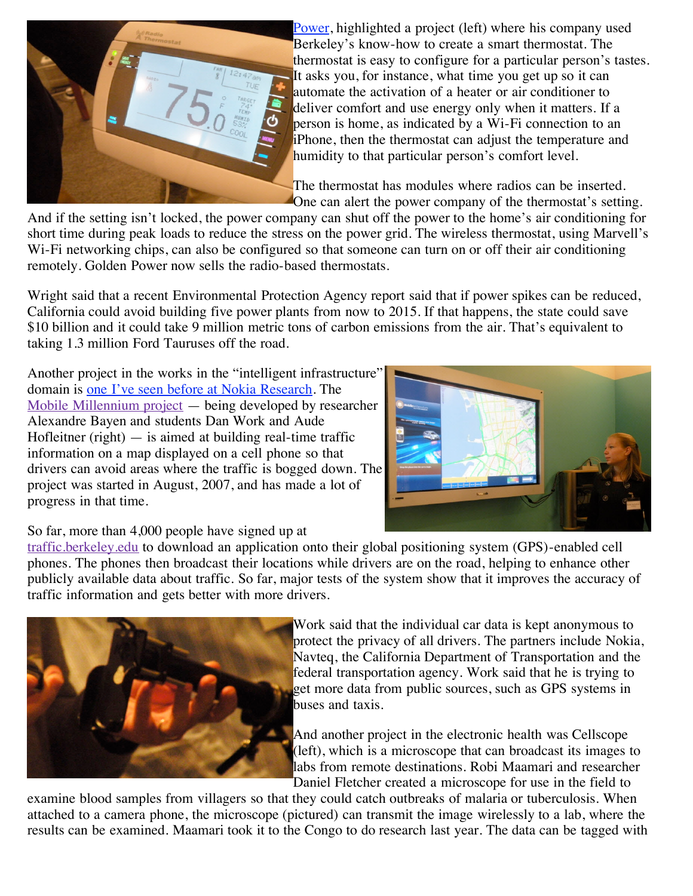[Power](), highlighted a project (left) where his company used Berkeley's know-how to create a smart thermostat. The thermostat is easy to configure for a particular person's tastes. It asks you, for instance, what time you get up so it can automate the activation of a heater or air conditioner to deliver comfort and use energy only when it matters. If a person is home, as indicated by a Wi-Fi connection to an iPhone, then the thermostat can adjust the temperature and humidity to that particular person's comfort level.

The thermostat has modules where radios can be inserted. One can alert the power company of the thermostat's setting. And if the setting isn't locked, the power company can shut off the power to the home's air conditioning for short time during peak loads to reduce the stress on the power grid. The wireless thermostat, using Marvell's Wi-Fi networking chips, can also be configured so that someone can turn on or off their air conditioning remotely. Golden Power now sells the radio-based thermostats.

Wright said that a recent Environmental Protection Agency report said that if power spikes can be reduced, California could avoid building five power plants from now to 2015. If that happens, the state could save $10 billion and it could take 9 million metric tons of carbon emissions from the air. That's equivalent to taking 1.3 million Ford Tauruses off the road.

Another project in the works in the "intelligent infrastructure" domain is [one I've seen before at Nokia Research](). The [Mobile Millennium project]() — being developed by researcher Alexandre Bayen and students Dan Work and Aude Hofleitner (right) — is aimed at building real-time traffic information on a map displayed on a cell phone so that drivers can avoid areas where the traffic is bogged down. The project was started in August, 2007, and has made a lot of progress in that time.

So far, more than 4,000 people have signed up at [traffic.berkeley.edu]() to download an application onto their global positioning system (GPS)-enabled cell phones. The phones then broadcast their locations while drivers are on the road, helping to enhance other publicly available data about traffic. So far, major tests of the system show that it improves the accuracy of traffic information and gets better with more drivers.

Work said that the individual car data is kept anonymous to protect the privacy of all drivers. The partners include Nokia, Navteq, the California Department of Transportation and the federal transportation agency. Work said that he is trying to get more data from public sources, such as GPS systems in buses and taxis.

And another project in the electronic health was Cellscope (left), which is a microscope that can broadcast its images to labs from remote destinations. Robi Maamari and researcher Daniel Fletcher created a microscope for use in the field to examine blood samples from villagers so that they could catch outbreaks of malaria or tuberculosis. When attached to a camera phone, the microscope (pictured) can transmit the image wirelessly to a lab, where the results can be examined. Maamari took it to the Congo to do research last year. The data can be tagged with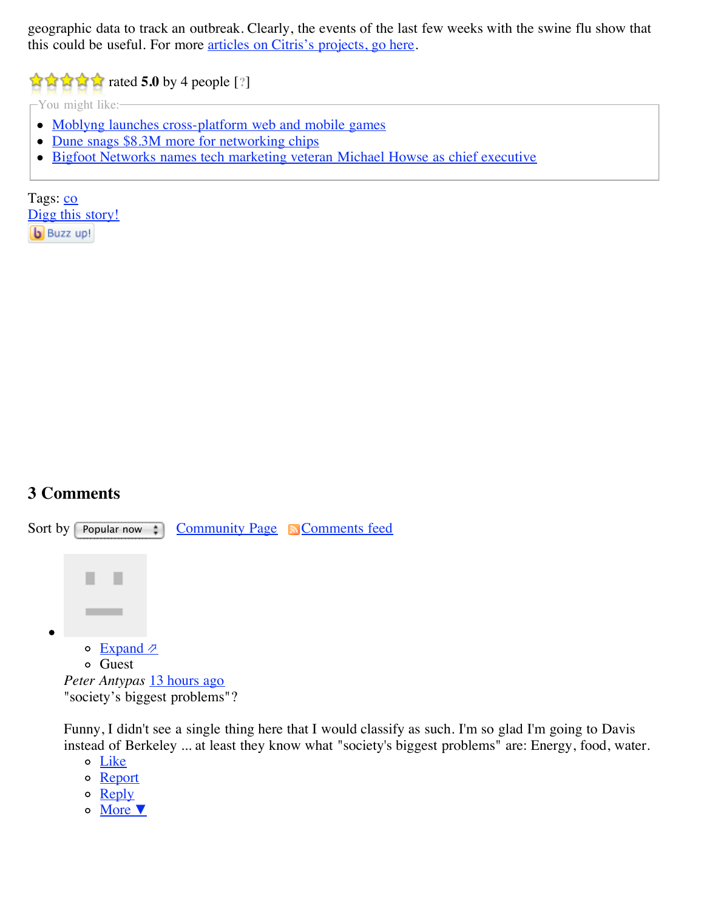geographic data to track an outbreak. Clearly, the events of the last few weeks with the swine flu show that this could be useful. For more articles on Citris's projects, go here.

rated **5.0** by 4 people [?]

You might like:

- Moblyng launches cross-platform web and mobile games
- Dune snags $8.3M more for networking chips
- Bigfoot Networks names tech marketing veteran Michael Howse as chief executive

Tags: co

Digg this story!

Buzz up!

## 3 Comments

Sort by Popular now   Community Page   Comments feed

- Expand
  - Guest

*Peter Antypas* 13 hours ago

"society's biggest problems"?

Funny, I didn't see a single thing here that I would classify as such. I'm so glad I'm going to Davis instead of Berkeley ... at least they know what "society's biggest problems" are: Energy, food, water.

- Like
- Report
- Reply
- More ▼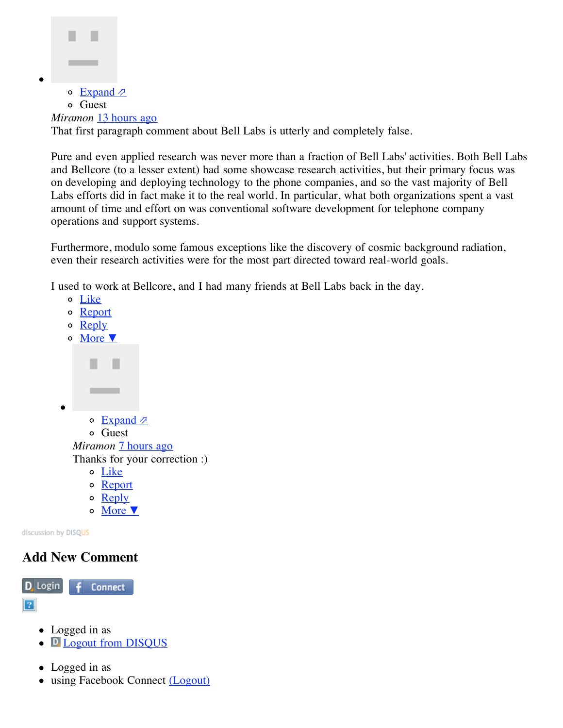- Expand ⇗
- Guest

*Miramon* 13 hours ago

That first paragraph comment about Bell Labs is utterly and completely false.

Pure and even applied research was never more than a fraction of Bell Labs' activities. Both Bell Labs and Bellcore (to a lesser extent) had some showcase research activities, but their primary focus was on developing and deploying technology to the phone companies, and so the vast majority of Bell Labs efforts did in fact make it to the real world. In particular, what both organizations spent a vast amount of time and effort on was conventional software development for telephone company operations and support systems.

Furthermore, modulo some famous exceptions like the discovery of cosmic background radiation, even their research activities were for the most part directed toward real-world goals.

I used to work at Bellcore, and I had many friends at Bell Labs back in the day.

- Like
- Report
- Reply
- More ▼

  - Expand ⇗
  - Guest

  *Miramon* 7 hours ago

  Thanks for your correction :)

  - Like
  - Report
  - Reply
  - More ▼

discussion by DISQUS

## Add New Comment

Login | Connect

- Logged in as
- Logout from DISQUS

- Logged in as
- using Facebook Connect (Logout)